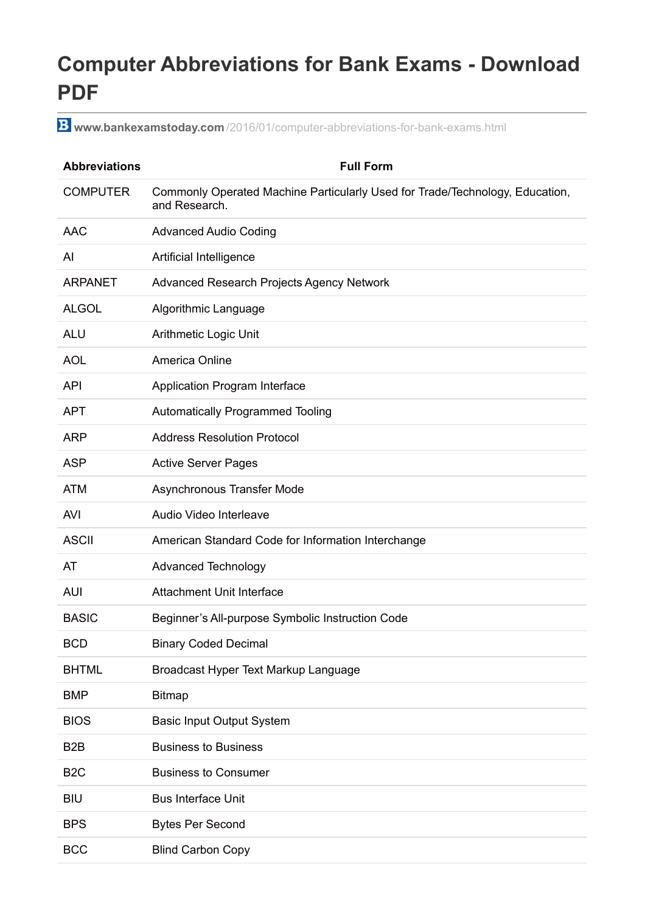# Computer Abbreviations for Bank Exams - Download PDF

**www.bankexamstoday.com**/2016/01/computer-abbreviations-for-bank-exams.html

| Abbreviations | Full Form |
|---|---|
| COMPUTER | Commonly Operated Machine Particularly Used for Trade/Technology, Education, and Research. |
| AAC | Advanced Audio Coding |
| AI | Artificial Intelligence |
| ARPANET | Advanced Research Projects Agency Network |
| ALGOL | Algorithmic Language |
| ALU | Arithmetic Logic Unit |
| AOL | America Online |
| API | Application Program Interface |
| APT | Automatically Programmed Tooling |
| ARP | Address Resolution Protocol |
| ASP | Active Server Pages |
| ATM | Asynchronous Transfer Mode |
| AVI | Audio Video Interleave |
| ASCII | American Standard Code for Information Interchange |
| AT | Advanced Technology |
| AUI | Attachment Unit Interface |
| BASIC | Beginner's All-purpose Symbolic Instruction Code |
| BCD | Binary Coded Decimal |
| BHTML | Broadcast Hyper Text Markup Language |
| BMP | Bitmap |
| BIOS | Basic Input Output System |
| B2B | Business to Business |
| B2C | Business to Consumer |
| BIU | Bus Interface Unit |
| BPS | Bytes Per Second |
| BCC | Blind Carbon Copy |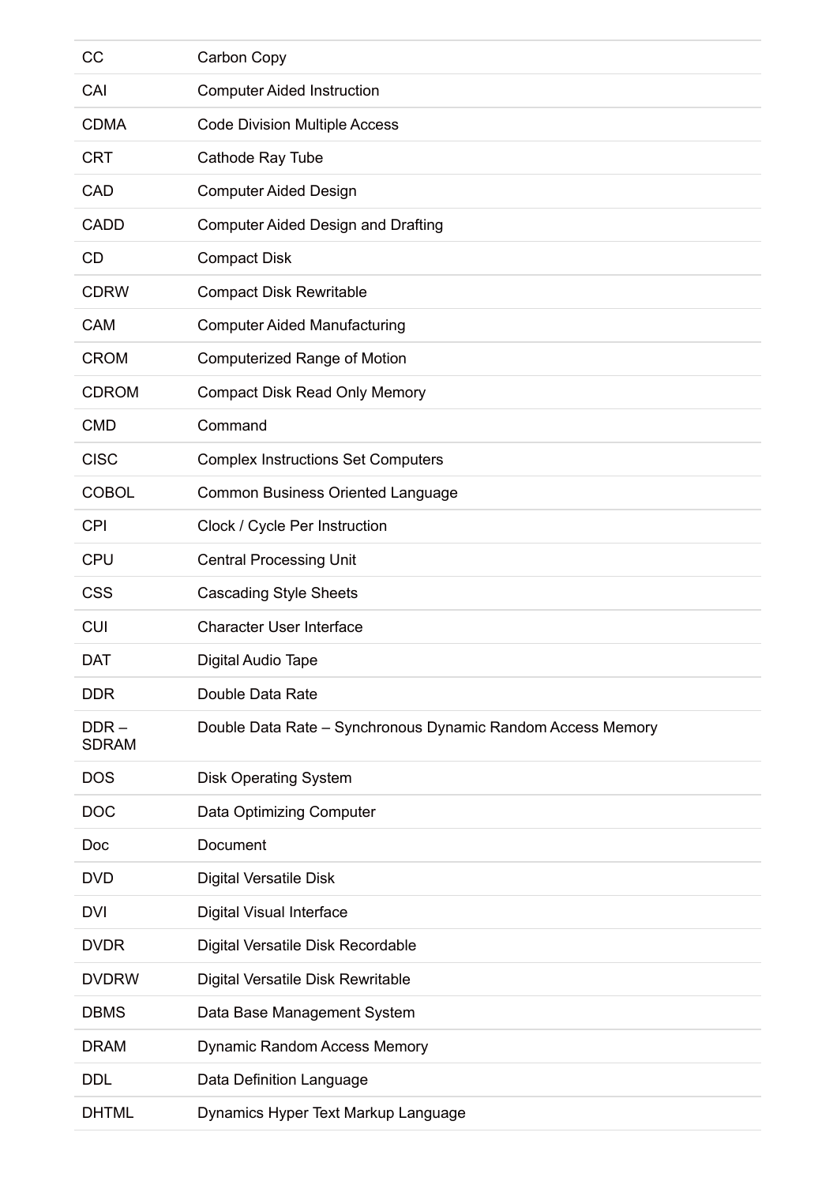| | |
|---|---|
| CC | Carbon Copy |
| CAI | Computer Aided Instruction |
| CDMA | Code Division Multiple Access |
| CRT | Cathode Ray Tube |
| CAD | Computer Aided Design |
| CADD | Computer Aided Design and Drafting |
| CD | Compact Disk |
| CDRW | Compact Disk Rewritable |
| CAM | Computer Aided Manufacturing |
| CROM | Computerized Range of Motion |
| CDROM | Compact Disk Read Only Memory |
| CMD | Command |
| CISC | Complex Instructions Set Computers |
| COBOL | Common Business Oriented Language |
| CPI | Clock / Cycle Per Instruction |
| CPU | Central Processing Unit |
| CSS | Cascading Style Sheets |
| CUI | Character User Interface |
| DAT | Digital Audio Tape |
| DDR | Double Data Rate |
| DDR – SDRAM | Double Data Rate – Synchronous Dynamic Random Access Memory |
| DOS | Disk Operating System |
| DOC | Data Optimizing Computer |
| Doc | Document |
| DVD | Digital Versatile Disk |
| DVI | Digital Visual Interface |
| DVDR | Digital Versatile Disk Recordable |
| DVDRW | Digital Versatile Disk Rewritable |
| DBMS | Data Base Management System |
| DRAM | Dynamic Random Access Memory |
| DDL | Data Definition Language |
| DHTML | Dynamics Hyper Text Markup Language |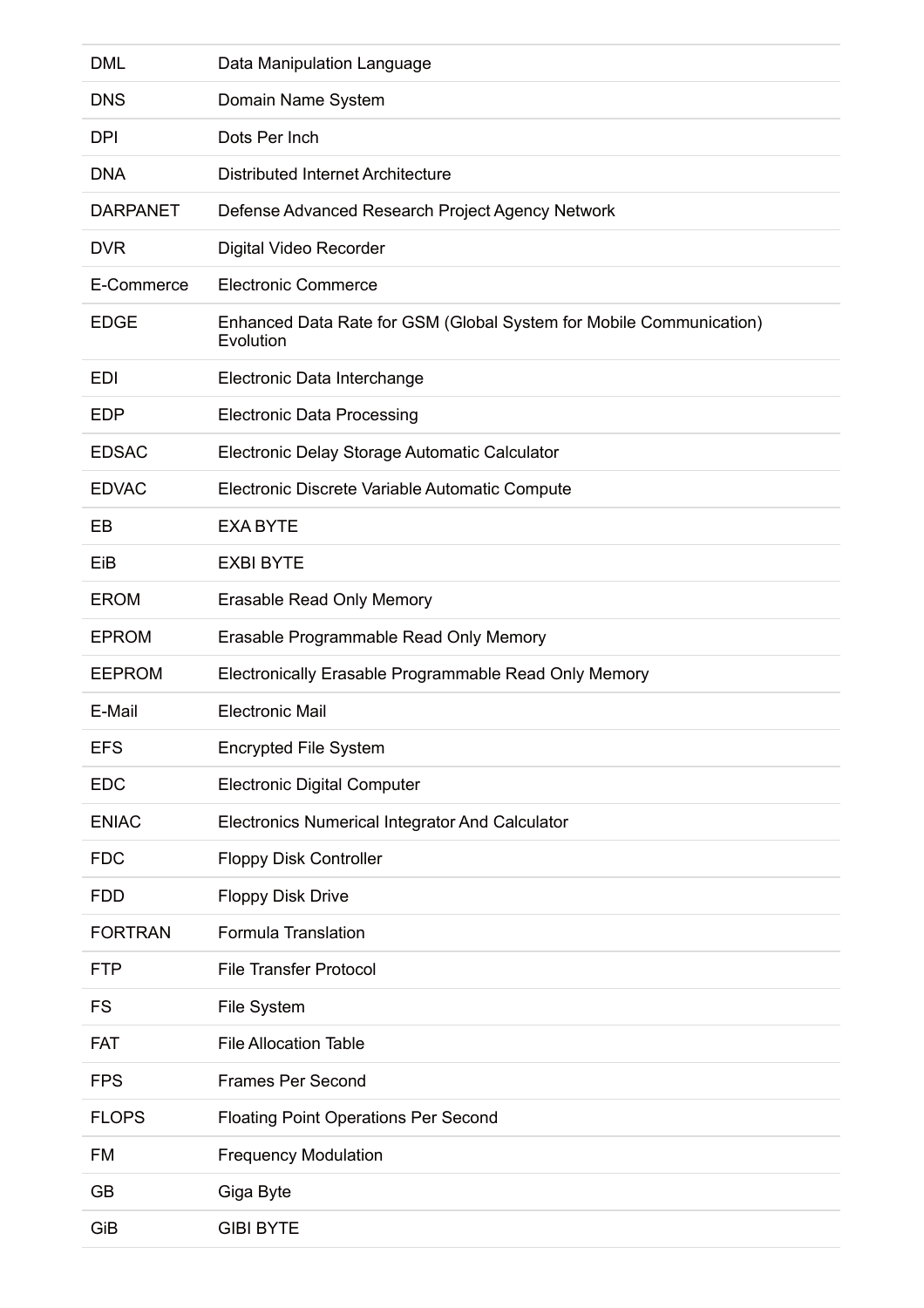| | |
|---|---|
| DML | Data Manipulation Language |
| DNS | Domain Name System |
| DPI | Dots Per Inch |
| DNA | Distributed Internet Architecture |
| DARPANET | Defense Advanced Research Project Agency Network |
| DVR | Digital Video Recorder |
| E-Commerce | Electronic Commerce |
| EDGE | Enhanced Data Rate for GSM (Global System for Mobile Communication) Evolution |
| EDI | Electronic Data Interchange |
| EDP | Electronic Data Processing |
| EDSAC | Electronic Delay Storage Automatic Calculator |
| EDVAC | Electronic Discrete Variable Automatic Compute |
| EB | EXA BYTE |
| EiB | EXBI BYTE |
| EROM | Erasable Read Only Memory |
| EPROM | Erasable Programmable Read Only Memory |
| EEPROM | Electronically Erasable Programmable Read Only Memory |
| E-Mail | Electronic Mail |
| EFS | Encrypted File System |
| EDC | Electronic Digital Computer |
| ENIAC | Electronics Numerical Integrator And Calculator |
| FDC | Floppy Disk Controller |
| FDD | Floppy Disk Drive |
| FORTRAN | Formula Translation |
| FTP | File Transfer Protocol |
| FS | File System |
| FAT | File Allocation Table |
| FPS | Frames Per Second |
| FLOPS | Floating Point Operations Per Second |
| FM | Frequency Modulation |
| GB | Giga Byte |
| GiB | GIBI BYTE |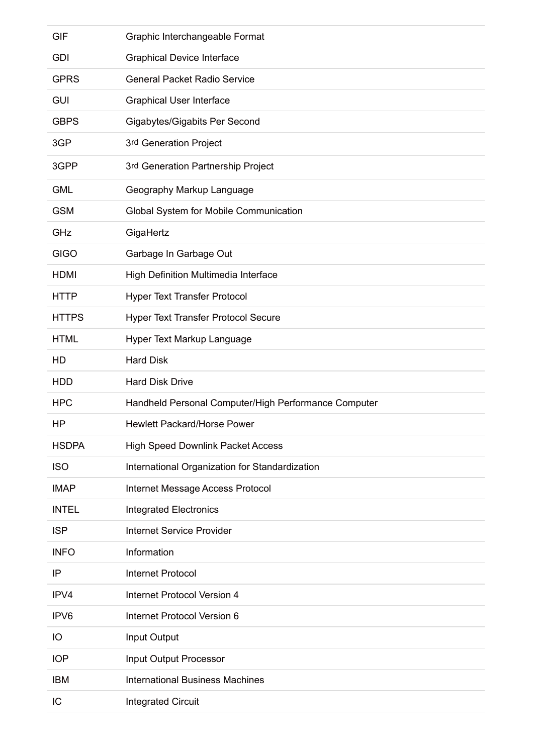| | |
|---|---|
| GIF | Graphic Interchangeable Format |
| GDI | Graphical Device Interface |
| GPRS | General Packet Radio Service |
| GUI | Graphical User Interface |
| GBPS | Gigabytes/Gigabits Per Second |
| 3GP | 3rd Generation Project |
| 3GPP | 3rd Generation Partnership Project |
| GML | Geography Markup Language |
| GSM | Global System for Mobile Communication |
| GHz | GigaHertz |
| GIGO | Garbage In Garbage Out |
| HDMI | High Definition Multimedia Interface |
| HTTP | Hyper Text Transfer Protocol |
| HTTPS | Hyper Text Transfer Protocol Secure |
| HTML | Hyper Text Markup Language |
| HD | Hard Disk |
| HDD | Hard Disk Drive |
| HPC | Handheld Personal Computer/High Performance Computer |
| HP | Hewlett Packard/Horse Power |
| HSDPA | High Speed Downlink Packet Access |
| ISO | International Organization for Standardization |
| IMAP | Internet Message Access Protocol |
| INTEL | Integrated Electronics |
| ISP | Internet Service Provider |
| INFO | Information |
| IP | Internet Protocol |
| IPV4 | Internet Protocol Version 4 |
| IPV6 | Internet Protocol Version 6 |
| IO | Input Output |
| IOP | Input Output Processor |
| IBM | International Business Machines |
| IC | Integrated Circuit |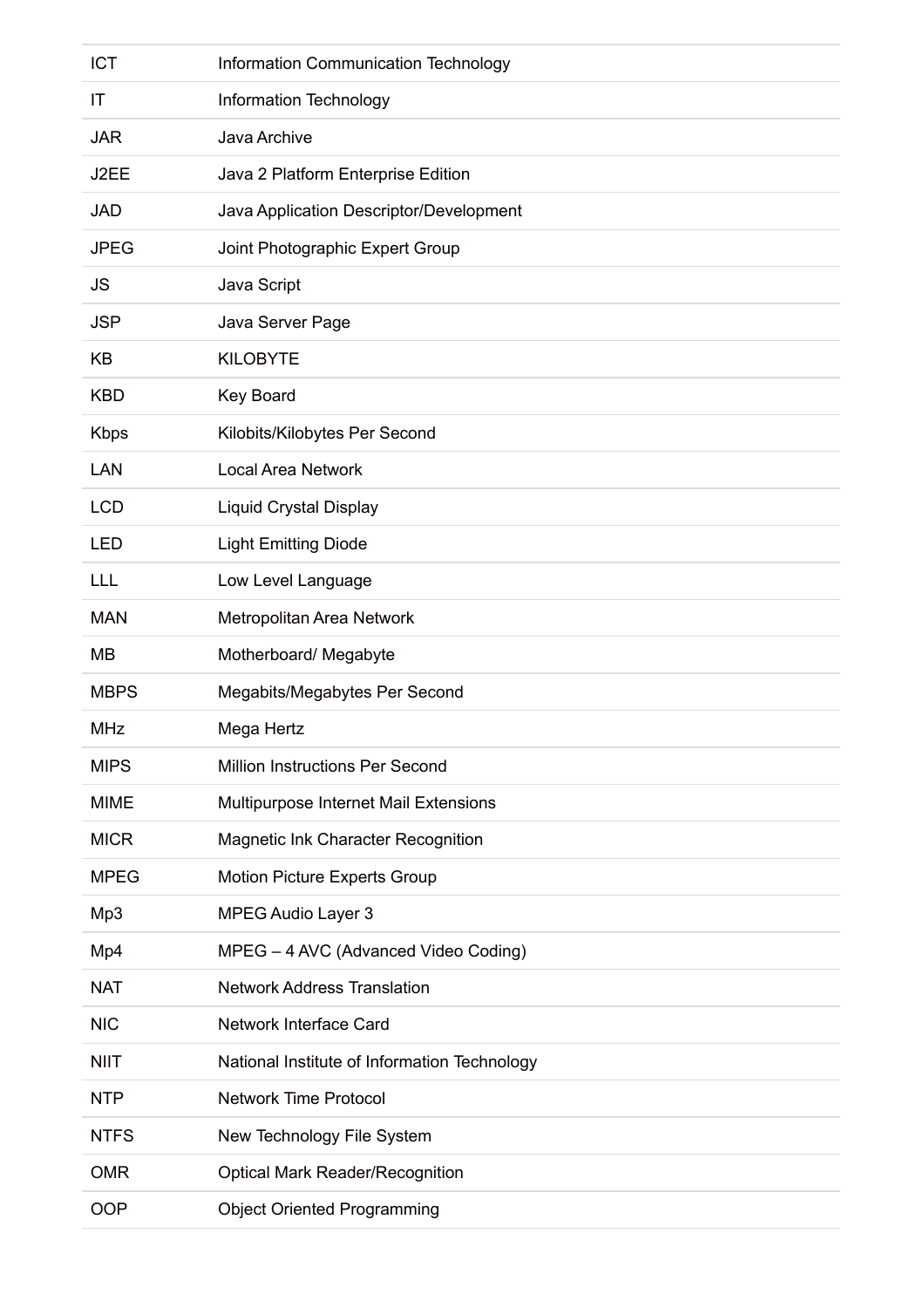| | |
|---|---|
| ICT | Information Communication Technology |
| IT | Information Technology |
| JAR | Java Archive |
| J2EE | Java 2 Platform Enterprise Edition |
| JAD | Java Application Descriptor/Development |
| JPEG | Joint Photographic Expert Group |
| JS | Java Script |
| JSP | Java Server Page |
| KB | KILOBYTE |
| KBD | Key Board |
| Kbps | Kilobits/Kilobytes Per Second |
| LAN | Local Area Network |
| LCD | Liquid Crystal Display |
| LED | Light Emitting Diode |
| LLL | Low Level Language |
| MAN | Metropolitan Area Network |
| MB | Motherboard/ Megabyte |
| MBPS | Megabits/Megabytes Per Second |
| MHz | Mega Hertz |
| MIPS | Million Instructions Per Second |
| MIME | Multipurpose Internet Mail Extensions |
| MICR | Magnetic Ink Character Recognition |
| MPEG | Motion Picture Experts Group |
| Mp3 | MPEG Audio Layer 3 |
| Mp4 | MPEG – 4 AVC (Advanced Video Coding) |
| NAT | Network Address Translation |
| NIC | Network Interface Card |
| NIIT | National Institute of Information Technology |
| NTP | Network Time Protocol |
| NTFS | New Technology File System |
| OMR | Optical Mark Reader/Recognition |
| OOP | Object Oriented Programming |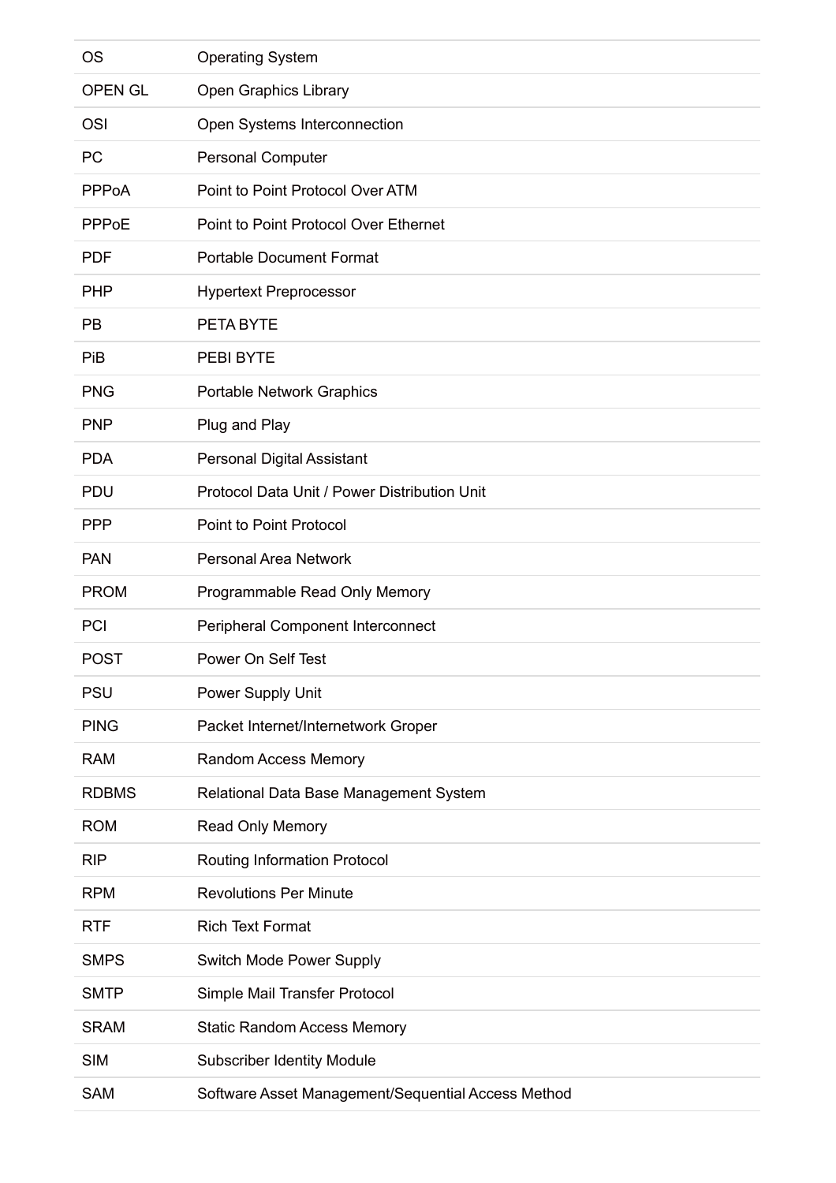| | |
|---|---|
| OS | Operating System |
| OPEN GL | Open Graphics Library |
| OSI | Open Systems Interconnection |
| PC | Personal Computer |
| PPPoA | Point to Point Protocol Over ATM |
| PPPoE | Point to Point Protocol Over Ethernet |
| PDF | Portable Document Format |
| PHP | Hypertext Preprocessor |
| PB | PETA BYTE |
| PiB | PEBI BYTE |
| PNG | Portable Network Graphics |
| PNP | Plug and Play |
| PDA | Personal Digital Assistant |
| PDU | Protocol Data Unit / Power Distribution Unit |
| PPP | Point to Point Protocol |
| PAN | Personal Area Network |
| PROM | Programmable Read Only Memory |
| PCI | Peripheral Component Interconnect |
| POST | Power On Self Test |
| PSU | Power Supply Unit |
| PING | Packet Internet/Internetwork Groper |
| RAM | Random Access Memory |
| RDBMS | Relational Data Base Management System |
| ROM | Read Only Memory |
| RIP | Routing Information Protocol |
| RPM | Revolutions Per Minute |
| RTF | Rich Text Format |
| SMPS | Switch Mode Power Supply |
| SMTP | Simple Mail Transfer Protocol |
| SRAM | Static Random Access Memory |
| SIM | Subscriber Identity Module |
| SAM | Software Asset Management/Sequential Access Method |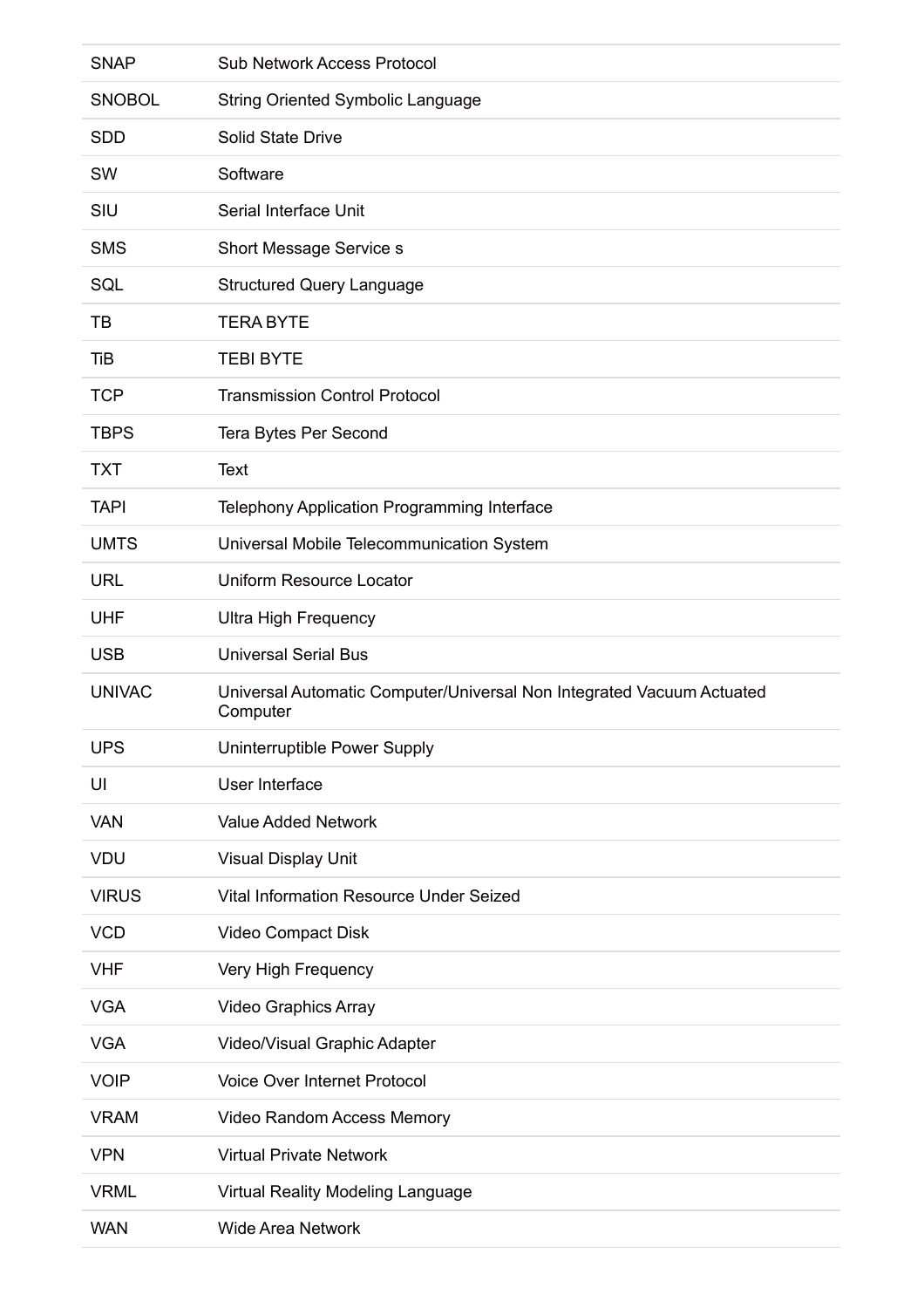| | |
|---|---|
| SNAP | Sub Network Access Protocol |
| SNOBOL | String Oriented Symbolic Language |
| SDD | Solid State Drive |
| SW | Software |
| SIU | Serial Interface Unit |
| SMS | Short Message Service s |
| SQL | Structured Query Language |
| TB | TERA BYTE |
| TiB | TEBI BYTE |
| TCP | Transmission Control Protocol |
| TBPS | Tera Bytes Per Second |
| TXT | Text |
| TAPI | Telephony Application Programming Interface |
| UMTS | Universal Mobile Telecommunication System |
| URL | Uniform Resource Locator |
| UHF | Ultra High Frequency |
| USB | Universal Serial Bus |
| UNIVAC | Universal Automatic Computer/Universal Non Integrated Vacuum Actuated Computer |
| UPS | Uninterruptible Power Supply |
| UI | User Interface |
| VAN | Value Added Network |
| VDU | Visual Display Unit |
| VIRUS | Vital Information Resource Under Seized |
| VCD | Video Compact Disk |
| VHF | Very High Frequency |
| VGA | Video Graphics Array |
| VGA | Video/Visual Graphic Adapter |
| VOIP | Voice Over Internet Protocol |
| VRAM | Video Random Access Memory |
| VPN | Virtual Private Network |
| VRML | Virtual Reality Modeling Language |
| WAN | Wide Area Network |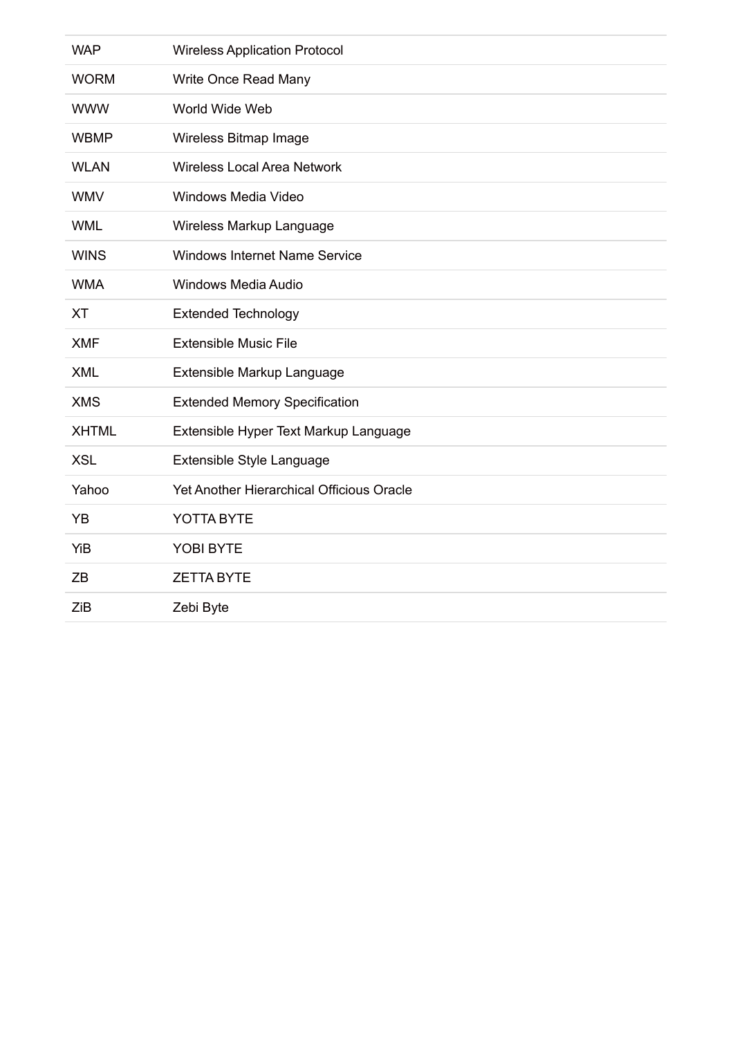| | |
|---|---|
| WAP | Wireless Application Protocol |
| WORM | Write Once Read Many |
| WWW | World Wide Web |
| WBMP | Wireless Bitmap Image |
| WLAN | Wireless Local Area Network |
| WMV | Windows Media Video |
| WML | Wireless Markup Language |
| WINS | Windows Internet Name Service |
| WMA | Windows Media Audio |
| XT | Extended Technology |
| XMF | Extensible Music File |
| XML | Extensible Markup Language |
| XMS | Extended Memory Specification |
| XHTML | Extensible Hyper Text Markup Language |
| XSL | Extensible Style Language |
| Yahoo | Yet Another Hierarchical Officious Oracle |
| YB | YOTTA BYTE |
| YiB | YOBI BYTE |
| ZB | ZETTA BYTE |
| ZiB | Zebi Byte |